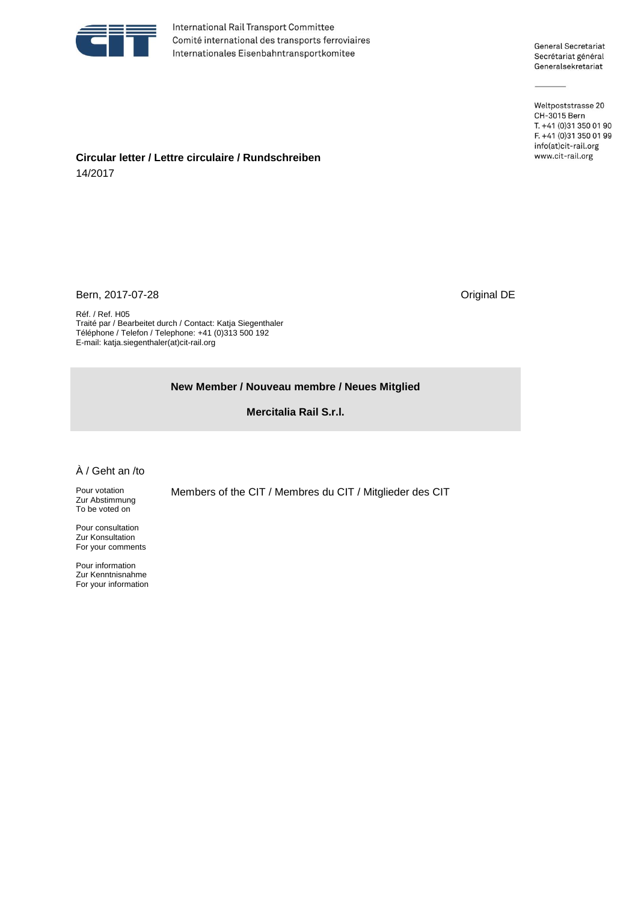International Rail Transport Committee
Comité international des transports ferroviaires
Internationales Eisenbahntransportkomitee

General Secretariat
Secrétariat général
Generalsekretariat

Weltpoststrasse 20
CH-3015 Bern
T. +41 (0)31 350 01 90
F. +41 (0)31 350 01 99
info(at)cit-rail.org
www.cit-rail.org

**Circular letter / Lettre circulaire / Rundschreiben**
14/2017

Bern, 2017-07-28

Original DE

Réf. / Ref. H05
Traité par / Bearbeitet durch / Contact: Katja Siegenthaler
Téléphone / Telefon / Telephone: +41 (0)313 500 192
E-mail: katja.siegenthaler(at)cit-rail.org

**New Member / Nouveau membre / Neues Mitglied**

**Mercitalia Rail S.r.l.**

À / Geht an /to

| | |
|---|---|
| Pour votation<br>Zur Abstimmung<br>To be voted on | Members of the CIT / Membres du CIT / Mitglieder des CIT |
| Pour consultation<br>Zur Konsultation<br>For your comments | |
| Pour information<br>Zur Kenntnisnahme<br>For your information | |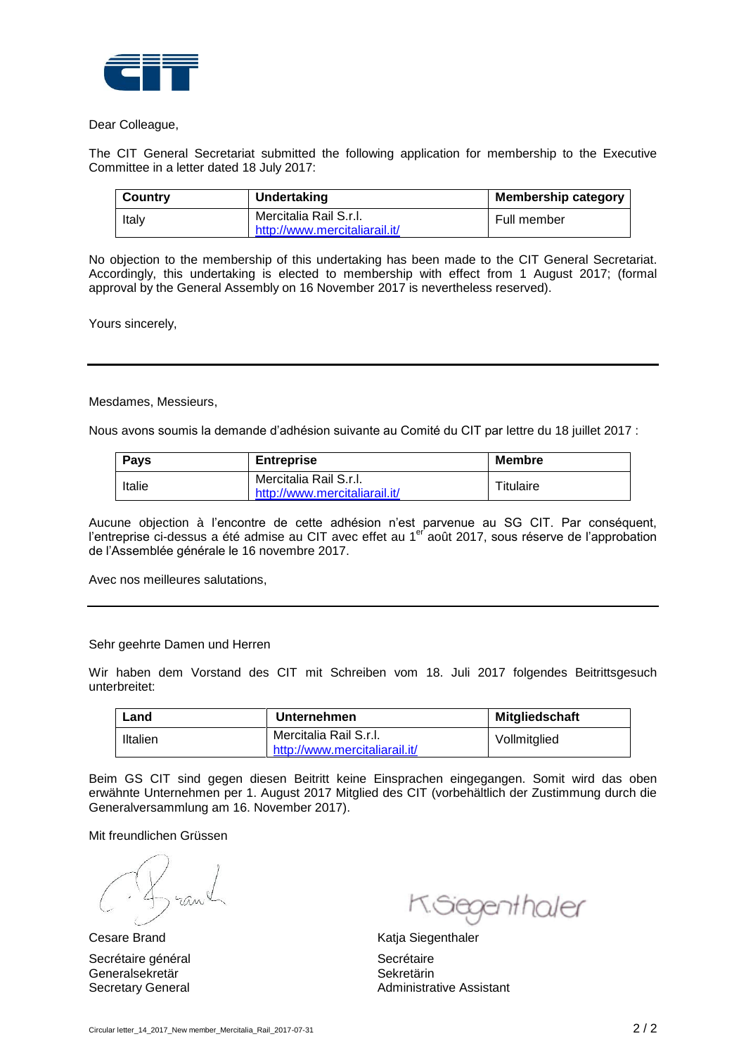Dear Colleague,

The CIT General Secretariat submitted the following application for membership to the Executive Committee in a letter dated 18 July 2017:

| Country | Undertaking | Membership category |
|---|---|---|
| Italy | Mercitalia Rail S.r.l. http://www.mercitaliarail.it/ | Full member |

No objection to the membership of this undertaking has been made to the CIT General Secretariat. Accordingly, this undertaking is elected to membership with effect from 1 August 2017; (formal approval by the General Assembly on 16 November 2017 is nevertheless reserved).

Yours sincerely,

---

Mesdames, Messieurs,

Nous avons soumis la demande d'adhésion suivante au Comité du CIT par lettre du 18 juillet 2017 :

| Pays | Entreprise | Membre |
|---|---|---|
| Italie | Mercitalia Rail S.r.l. http://www.mercitaliarail.it/ | Titulaire |

Aucune objection à l'encontre de cette adhésion n'est parvenue au SG CIT. Par conséquent, l'entreprise ci-dessus a été admise au CIT avec effet au 1er août 2017, sous réserve de l'approbation de l'Assemblée générale le 16 novembre 2017.

Avec nos meilleures salutations,

---

Sehr geehrte Damen und Herren

Wir haben dem Vorstand des CIT mit Schreiben vom 18. Juli 2017 folgendes Beitrittsgesuch unterbreitet:

| Land | Unternehmen | Mitgliedschaft |
|---|---|---|
| Iltalien | Mercitalia Rail S.r.l. http://www.mercitaliarail.it/ | Vollmitglied |

Beim GS CIT sind gegen diesen Beitritt keine Einsprachen eingegangen. Somit wird das oben erwähnte Unternehmen per 1. August 2017 Mitglied des CIT (vorbehältlich der Zustimmung durch die Generalversammlung am 16. November 2017).

Mit freundlichen Grüssen

Cesare Brand
Secrétaire général
Generalsekretär
Secretary General

Katja Siegenthaler
Secrétaire
Sekretärin
Administrative Assistant

Circular letter_14_2017_New member_Mercitalia_Rail_2017-07-31